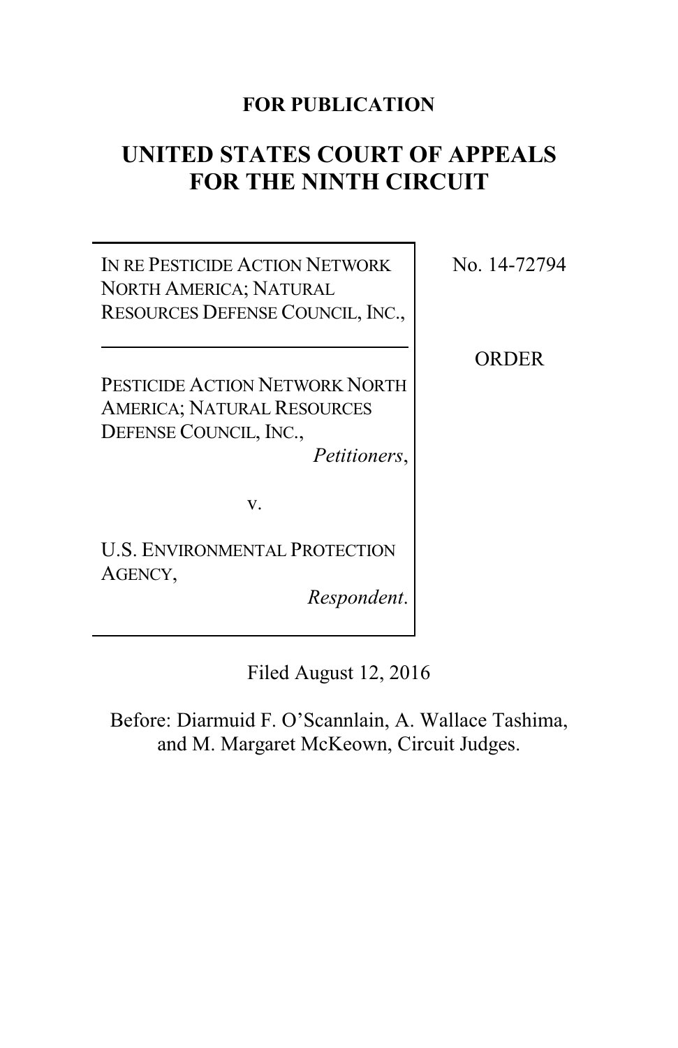**FOR PUBLICATION**

# UNITED STATES COURT OF APPEALS FOR THE NINTH CIRCUIT

IN RE PESTICIDE ACTION NETWORK NORTH AMERICA; NATURAL RESOURCES DEFENSE COUNCIL, INC.,

---

PESTICIDE ACTION NETWORK NORTH AMERICA; NATURAL RESOURCES DEFENSE COUNCIL, INC.,
*Petitioners*,

v.

U.S. ENVIRONMENTAL PROTECTION AGENCY,
*Respondent*.

No. 14-72794

ORDER

Filed August 12, 2016

Before: Diarmuid F. O'Scannlain, A. Wallace Tashima, and M. Margaret McKeown, Circuit Judges.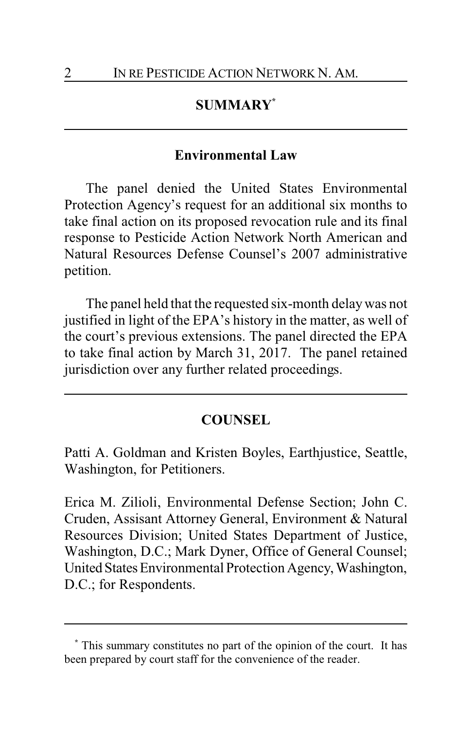## SUMMARY[*]

### Environmental Law

The panel denied the United States Environmental Protection Agency's request for an additional six months to take final action on its proposed revocation rule and its final response to Pesticide Action Network North American and Natural Resources Defense Counsel's 2007 administrative petition.

The panel held that the requested six-month delay was not justified in light of the EPA's history in the matter, as well of the court's previous extensions. The panel directed the EPA to take final action by March 31, 2017. The panel retained jurisdiction over any further related proceedings.

## COUNSEL

Patti A. Goldman and Kristen Boyles, Earthjustice, Seattle, Washington, for Petitioners.

Erica M. Zilioli, Environmental Defense Section; John C. Cruden, Assisant Attorney General, Environment & Natural Resources Division; United States Department of Justice, Washington, D.C.; Mark Dyner, Office of General Counsel; United States Environmental Protection Agency, Washington, D.C.; for Respondents.

---

[*] This summary constitutes no part of the opinion of the court. It has been prepared by court staff for the convenience of the reader.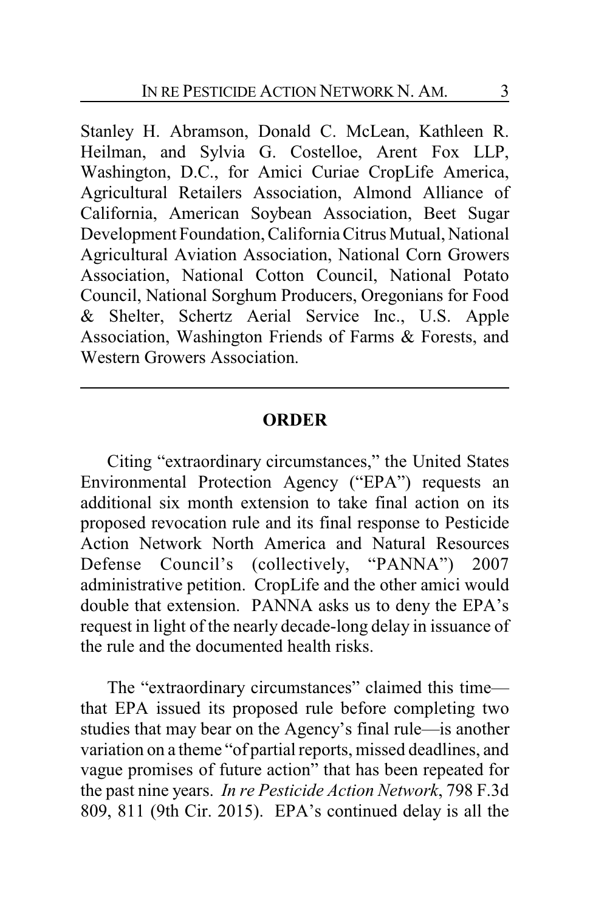Stanley H. Abramson, Donald C. McLean, Kathleen R. Heilman, and Sylvia G. Costelloe, Arent Fox LLP, Washington, D.C., for Amici Curiae CropLife America, Agricultural Retailers Association, Almond Alliance of California, American Soybean Association, Beet Sugar Development Foundation, California Citrus Mutual, National Agricultural Aviation Association, National Corn Growers Association, National Cotton Council, National Potato Council, National Sorghum Producers, Oregonians for Food & Shelter, Schertz Aerial Service Inc., U.S. Apple Association, Washington Friends of Farms & Forests, and Western Growers Association.

---

## ORDER

Citing "extraordinary circumstances," the United States Environmental Protection Agency ("EPA") requests an additional six month extension to take final action on its proposed revocation rule and its final response to Pesticide Action Network North America and Natural Resources Defense Council's (collectively, "PANNA") 2007 administrative petition. CropLife and the other amici would double that extension. PANNA asks us to deny the EPA's request in light of the nearly decade-long delay in issuance of the rule and the documented health risks.

The "extraordinary circumstances" claimed this time—that EPA issued its proposed rule before completing two studies that may bear on the Agency's final rule—is another variation on a theme "of partial reports, missed deadlines, and vague promises of future action" that has been repeated for the past nine years. *In re Pesticide Action Network*, 798 F.3d 809, 811 (9th Cir. 2015). EPA's continued delay is all the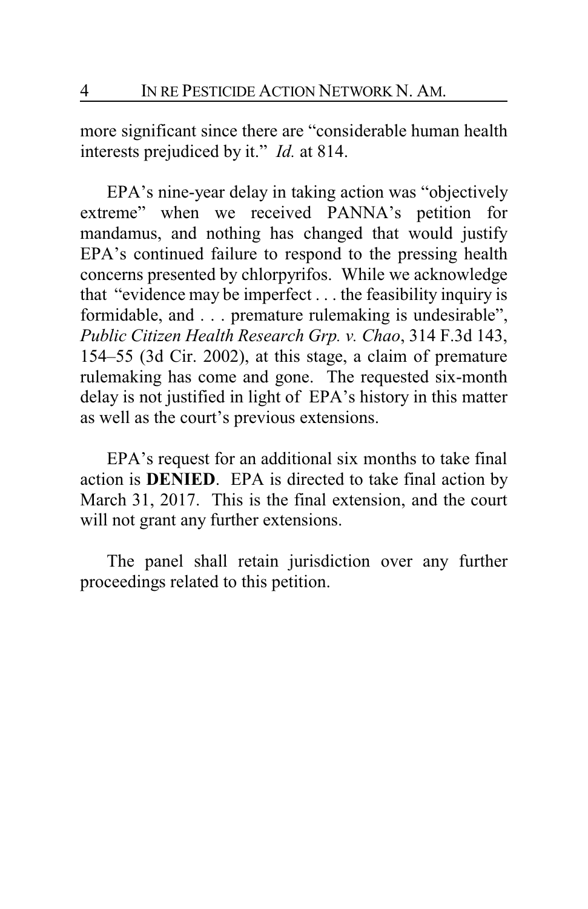more significant since there are "considerable human health interests prejudiced by it." *Id.* at 814.

EPA's nine-year delay in taking action was "objectively extreme" when we received PANNA's petition for mandamus, and nothing has changed that would justify EPA's continued failure to respond to the pressing health concerns presented by chlorpyrifos. While we acknowledge that "evidence may be imperfect . . . the feasibility inquiry is formidable, and . . . premature rulemaking is undesirable", *Public Citizen Health Research Grp. v. Chao*, 314 F.3d 143, 154–55 (3d Cir. 2002), at this stage, a claim of premature rulemaking has come and gone. The requested six-month delay is not justified in light of EPA's history in this matter as well as the court's previous extensions.

EPA's request for an additional six months to take final action is **DENIED**. EPA is directed to take final action by March 31, 2017. This is the final extension, and the court will not grant any further extensions.

The panel shall retain jurisdiction over any further proceedings related to this petition.